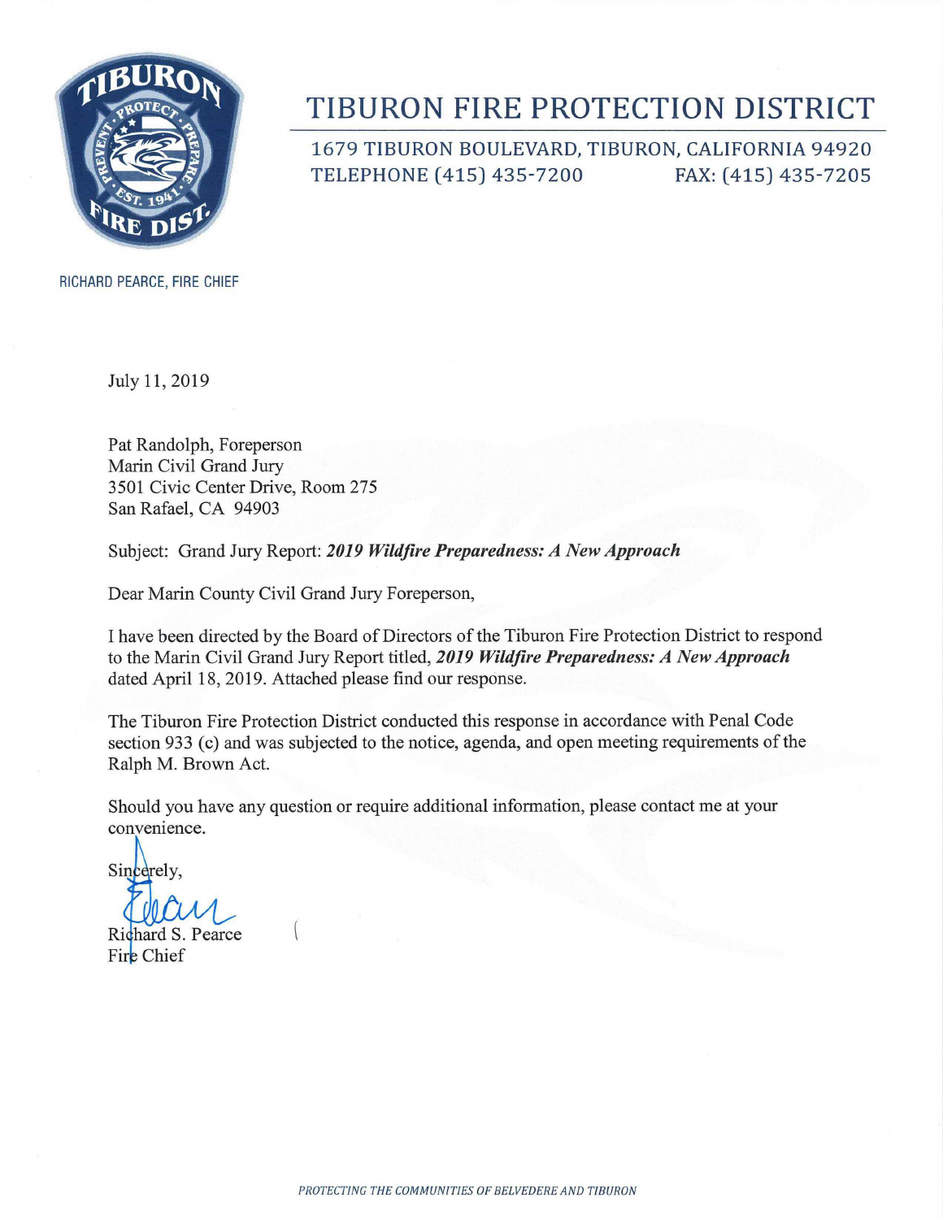# TIBURON FIRE PROTECTION DISTRICT

1679 TIBURON BOULEVARD, TIBURON, CALIFORNIA 94920
TELEPHONE (415) 435-7200 FAX: (415) 435-7205

RICHARD PEARCE, FIRE CHIEF

July 11, 2019

Pat Randolph, Foreperson
Marin Civil Grand Jury
3501 Civic Center Drive, Room 275
San Rafael, CA 94903

Subject: Grand Jury Report: ***2019 Wildfire Preparedness: A New Approach***

Dear Marin County Civil Grand Jury Foreperson,

I have been directed by the Board of Directors of the Tiburon Fire Protection District to respond to the Marin Civil Grand Jury Report titled, ***2019 Wildfire Preparedness: A New Approach*** dated April 18, 2019. Attached please find our response.

The Tiburon Fire Protection District conducted this response in accordance with Penal Code section 933 (c) and was subjected to the notice, agenda, and open meeting requirements of the Ralph M. Brown Act.

Should you have any question or require additional information, please contact me at your convenience.

Sincerely,

Richard S. Pearce
Fire Chief

*PROTECTING THE COMMUNITIES OF BELVEDERE AND TIBURON*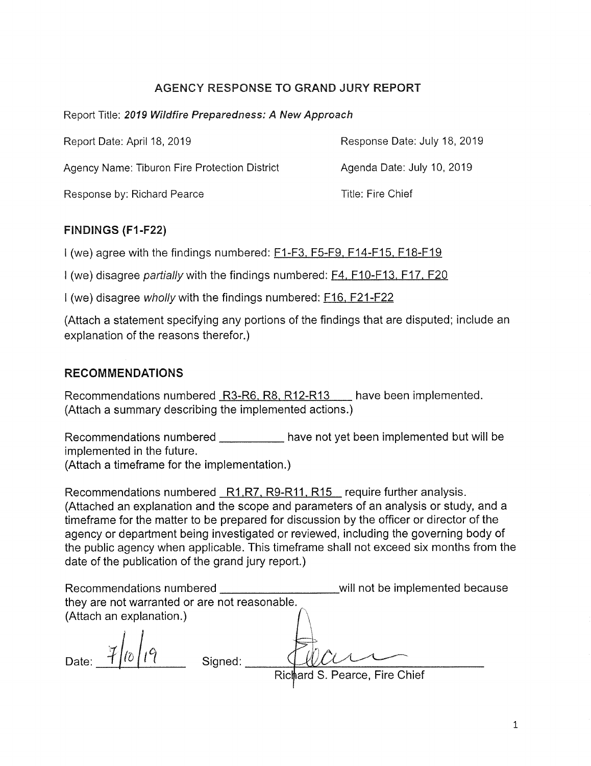## AGENCY RESPONSE TO GRAND JURY REPORT

Report Title: ***2019 Wildfire Preparedness: A New Approach***

Report Date: April 18, 2019 — Response Date: July 18, 2019

Agency Name: Tiburon Fire Protection District — Agenda Date: July 10, 2019

Response by: Richard Pearce — Title: Fire Chief

### FINDINGS (F1-F22)

I (we) agree with the findings numbered: F1-F3, F5-F9, F14-F15, F18-F19

I (we) disagree *partially* with the findings numbered: F4, F10-F13, F17, F20

I (we) disagree *wholly* with the findings numbered: F16, F21-F22

(Attach a statement specifying any portions of the findings that are disputed; include an explanation of the reasons therefor.)

### RECOMMENDATIONS

Recommendations numbered R3-R6, R8, R12-R13 have been implemented. (Attach a summary describing the implemented actions.)

Recommendations numbered __________ have not yet been implemented but will be implemented in the future.
(Attach a timeframe for the implementation.)

Recommendations numbered R1,R7, R9-R11, R15 require further analysis. (Attached an explanation and the scope and parameters of an analysis or study, and a timeframe for the matter to be prepared for discussion by the officer or director of the agency or department being investigated or reviewed, including the governing body of the public agency when applicable. This timeframe shall not exceed six months from the date of the publication of the grand jury report.)

Recommendations numbered __________ will not be implemented because they are not warranted or are not reasonable.
(Attach an explanation.)

Date: 7/10/19 Signed: _______________
Richard S. Pearce, Fire Chief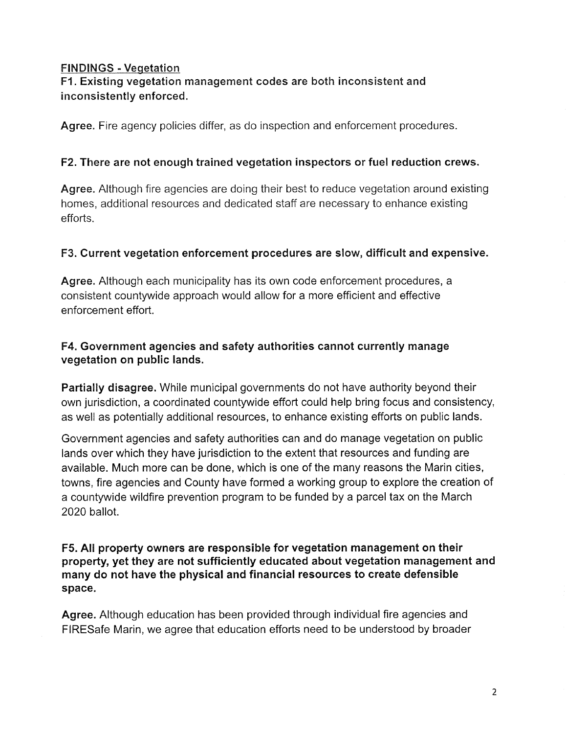## FINDINGS - Vegetation

### F1. Existing vegetation management codes are both inconsistent and inconsistently enforced.

**Agree.** Fire agency policies differ, as do inspection and enforcement procedures.

### F2. There are not enough trained vegetation inspectors or fuel reduction crews.

**Agree.** Although fire agencies are doing their best to reduce vegetation around existing homes, additional resources and dedicated staff are necessary to enhance existing efforts.

### F3. Current vegetation enforcement procedures are slow, difficult and expensive.

**Agree.** Although each municipality has its own code enforcement procedures, a consistent countywide approach would allow for a more efficient and effective enforcement effort.

### F4. Government agencies and safety authorities cannot currently manage vegetation on public lands.

**Partially disagree.** While municipal governments do not have authority beyond their own jurisdiction, a coordinated countywide effort could help bring focus and consistency, as well as potentially additional resources, to enhance existing efforts on public lands.

Government agencies and safety authorities can and do manage vegetation on public lands over which they have jurisdiction to the extent that resources and funding are available. Much more can be done, which is one of the many reasons the Marin cities, towns, fire agencies and County have formed a working group to explore the creation of a countywide wildfire prevention program to be funded by a parcel tax on the March 2020 ballot.

### F5. All property owners are responsible for vegetation management on their property, yet they are not sufficiently educated about vegetation management and many do not have the physical and financial resources to create defensible space.

**Agree.** Although education has been provided through individual fire agencies and FIRESafe Marin, we agree that education efforts need to be understood by broader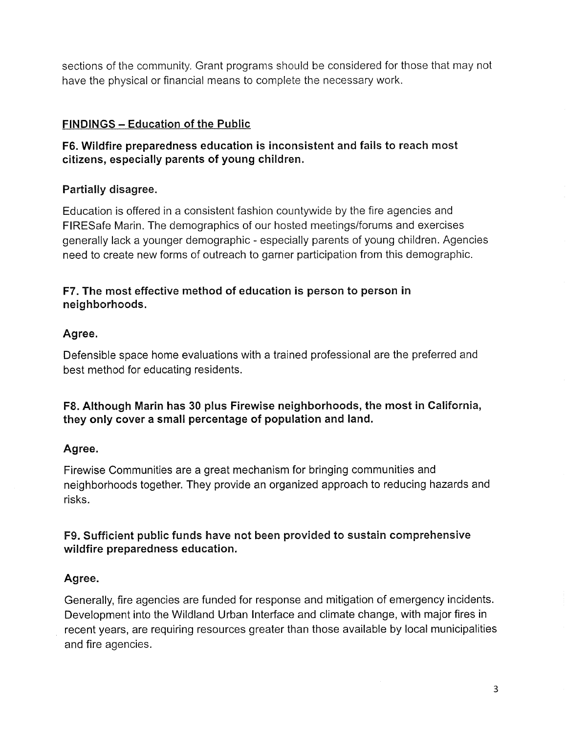sections of the community. Grant programs should be considered for those that may not have the physical or financial means to complete the necessary work.

## FINDINGS – Education of the Public

### F6. Wildfire preparedness education is inconsistent and fails to reach most citizens, especially parents of young children.

**Partially disagree.**

Education is offered in a consistent fashion countywide by the fire agencies and FIRESafe Marin. The demographics of our hosted meetings/forums and exercises generally lack a younger demographic - especially parents of young children. Agencies need to create new forms of outreach to garner participation from this demographic.

### F7. The most effective method of education is person to person in neighborhoods.

**Agree.**

Defensible space home evaluations with a trained professional are the preferred and best method for educating residents.

### F8. Although Marin has 30 plus Firewise neighborhoods, the most in California, they only cover a small percentage of population and land.

**Agree.**

Firewise Communities are a great mechanism for bringing communities and neighborhoods together. They provide an organized approach to reducing hazards and risks.

### F9. Sufficient public funds have not been provided to sustain comprehensive wildfire preparedness education.

**Agree.**

Generally, fire agencies are funded for response and mitigation of emergency incidents. Development into the Wildland Urban Interface and climate change, with major fires in recent years, are requiring resources greater than those available by local municipalities and fire agencies.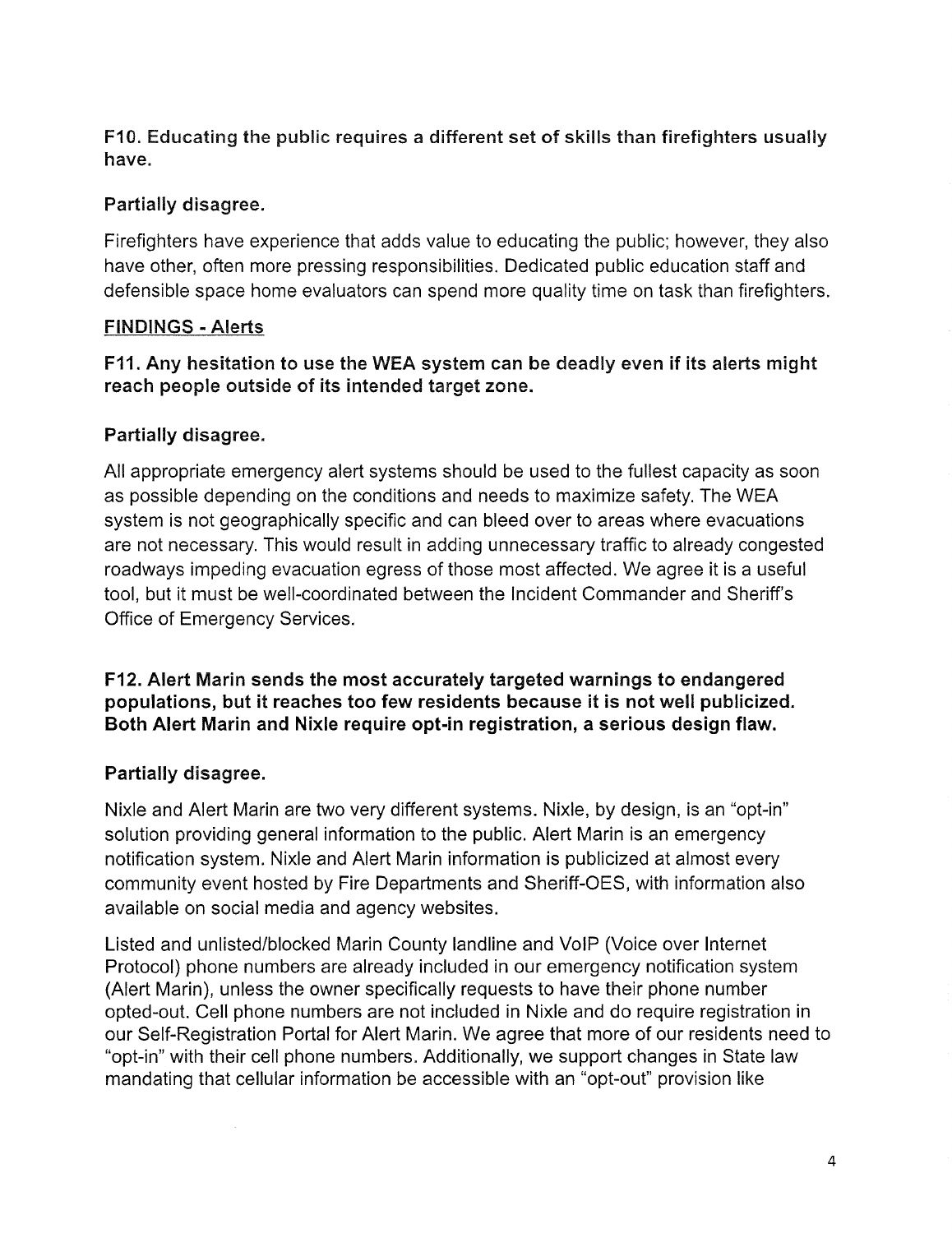**F10. Educating the public requires a different set of skills than firefighters usually have.**

**Partially disagree.**

Firefighters have experience that adds value to educating the public; however, they also have other, often more pressing responsibilities. Dedicated public education staff and defensible space home evaluators can spend more quality time on task than firefighters.

**FINDINGS - Alerts**

**F11. Any hesitation to use the WEA system can be deadly even if its alerts might reach people outside of its intended target zone.**

**Partially disagree.**

All appropriate emergency alert systems should be used to the fullest capacity as soon as possible depending on the conditions and needs to maximize safety. The WEA system is not geographically specific and can bleed over to areas where evacuations are not necessary. This would result in adding unnecessary traffic to already congested roadways impeding evacuation egress of those most affected. We agree it is a useful tool, but it must be well-coordinated between the Incident Commander and Sheriff's Office of Emergency Services.

**F12. Alert Marin sends the most accurately targeted warnings to endangered populations, but it reaches too few residents because it is not well publicized. Both Alert Marin and Nixle require opt-in registration, a serious design flaw.**

**Partially disagree.**

Nixle and Alert Marin are two very different systems. Nixle, by design, is an "opt-in" solution providing general information to the public. Alert Marin is an emergency notification system. Nixle and Alert Marin information is publicized at almost every community event hosted by Fire Departments and Sheriff-OES, with information also available on social media and agency websites.

Listed and unlisted/blocked Marin County landline and VoIP (Voice over Internet Protocol) phone numbers are already included in our emergency notification system (Alert Marin), unless the owner specifically requests to have their phone number opted-out. Cell phone numbers are not included in Nixle and do require registration in our Self-Registration Portal for Alert Marin. We agree that more of our residents need to "opt-in" with their cell phone numbers. Additionally, we support changes in State law mandating that cellular information be accessible with an "opt-out" provision like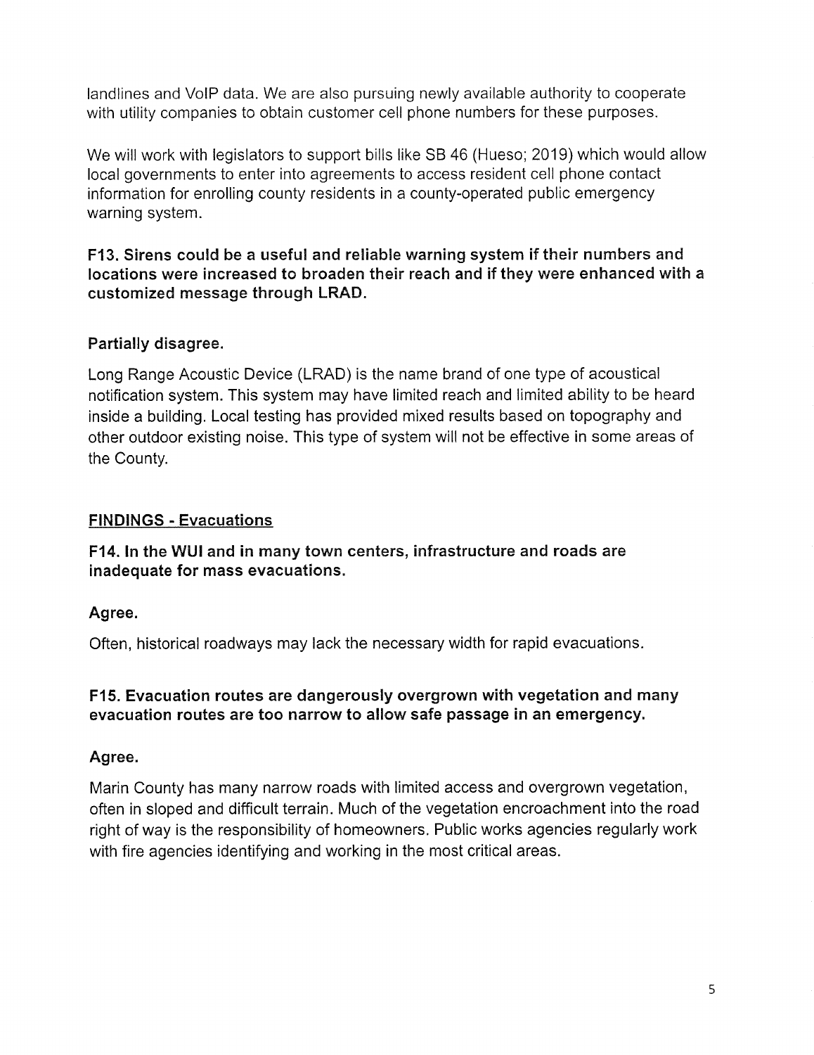landlines and VoIP data. We are also pursuing newly available authority to cooperate with utility companies to obtain customer cell phone numbers for these purposes.

We will work with legislators to support bills like SB 46 (Hueso; 2019) which would allow local governments to enter into agreements to access resident cell phone contact information for enrolling county residents in a county-operated public emergency warning system.

**F13. Sirens could be a useful and reliable warning system if their numbers and locations were increased to broaden their reach and if they were enhanced with a customized message through LRAD.**

**Partially disagree.**

Long Range Acoustic Device (LRAD) is the name brand of one type of acoustical notification system. This system may have limited reach and limited ability to be heard inside a building. Local testing has provided mixed results based on topography and other outdoor existing noise. This type of system will not be effective in some areas of the County.

## FINDINGS - Evacuations

**F14. In the WUI and in many town centers, infrastructure and roads are inadequate for mass evacuations.**

**Agree.**

Often, historical roadways may lack the necessary width for rapid evacuations.

**F15. Evacuation routes are dangerously overgrown with vegetation and many evacuation routes are too narrow to allow safe passage in an emergency.**

**Agree.**

Marin County has many narrow roads with limited access and overgrown vegetation, often in sloped and difficult terrain. Much of the vegetation encroachment into the road right of way is the responsibility of homeowners. Public works agencies regularly work with fire agencies identifying and working in the most critical areas.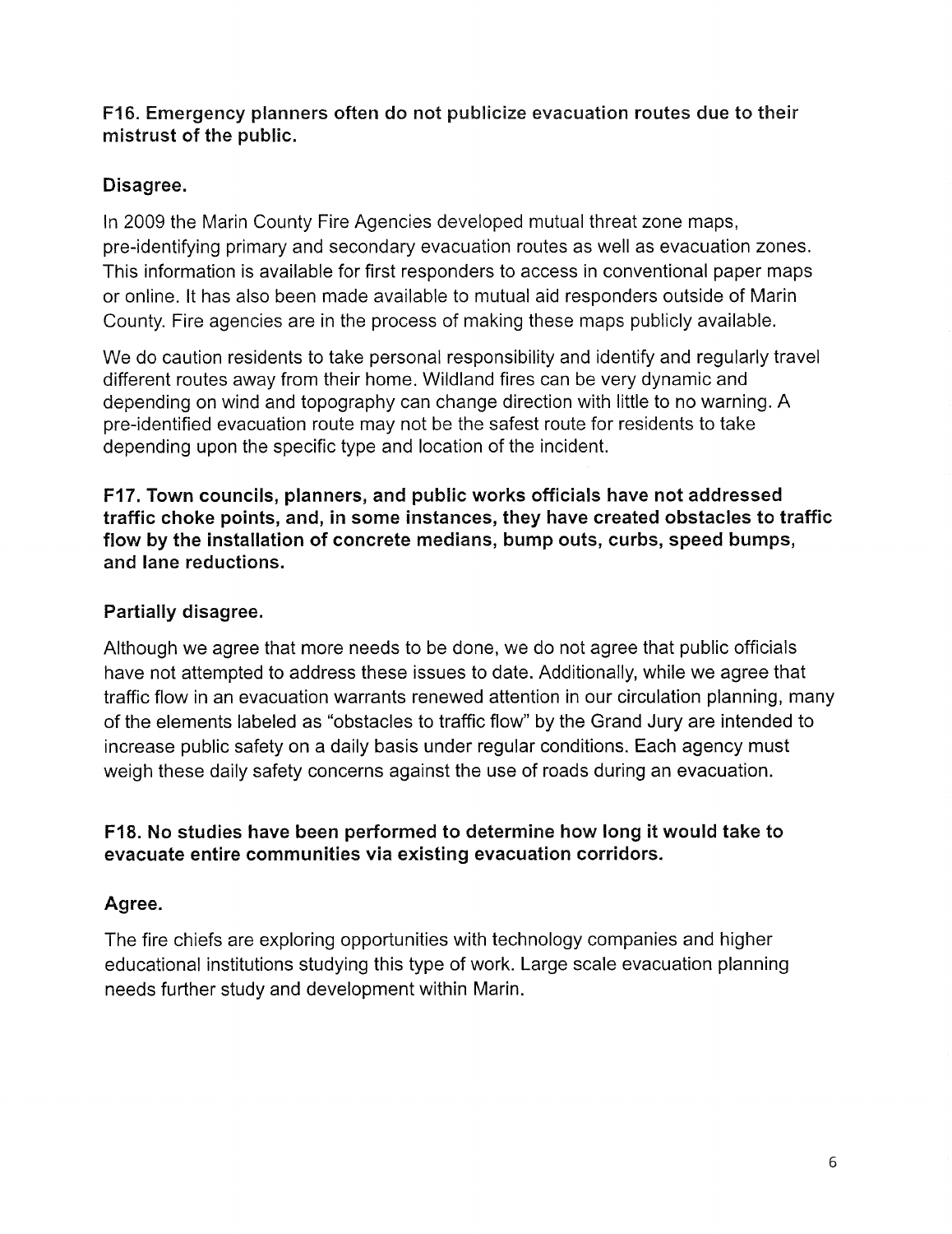**F16. Emergency planners often do not publicize evacuation routes due to their mistrust of the public.**

**Disagree.**

In 2009 the Marin County Fire Agencies developed mutual threat zone maps, pre-identifying primary and secondary evacuation routes as well as evacuation zones. This information is available for first responders to access in conventional paper maps or online. It has also been made available to mutual aid responders outside of Marin County. Fire agencies are in the process of making these maps publicly available.

We do caution residents to take personal responsibility and identify and regularly travel different routes away from their home. Wildland fires can be very dynamic and depending on wind and topography can change direction with little to no warning. A pre-identified evacuation route may not be the safest route for residents to take depending upon the specific type and location of the incident.

**F17. Town councils, planners, and public works officials have not addressed traffic choke points, and, in some instances, they have created obstacles to traffic flow by the installation of concrete medians, bump outs, curbs, speed bumps, and lane reductions.**

**Partially disagree.**

Although we agree that more needs to be done, we do not agree that public officials have not attempted to address these issues to date. Additionally, while we agree that traffic flow in an evacuation warrants renewed attention in our circulation planning, many of the elements labeled as "obstacles to traffic flow" by the Grand Jury are intended to increase public safety on a daily basis under regular conditions. Each agency must weigh these daily safety concerns against the use of roads during an evacuation.

**F18. No studies have been performed to determine how long it would take to evacuate entire communities via existing evacuation corridors.**

**Agree.**

The fire chiefs are exploring opportunities with technology companies and higher educational institutions studying this type of work. Large scale evacuation planning needs further study and development within Marin.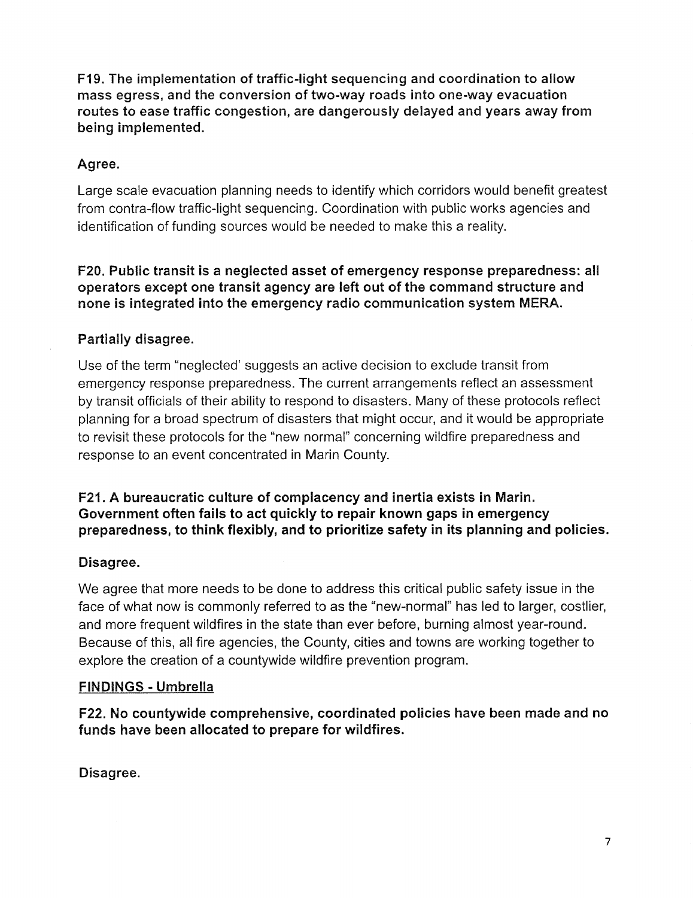**F19. The implementation of traffic-light sequencing and coordination to allow mass egress, and the conversion of two-way roads into one-way evacuation routes to ease traffic congestion, are dangerously delayed and years away from being implemented.**

**Agree.**

Large scale evacuation planning needs to identify which corridors would benefit greatest from contra-flow traffic-light sequencing. Coordination with public works agencies and identification of funding sources would be needed to make this a reality.

**F20. Public transit is a neglected asset of emergency response preparedness: all operators except one transit agency are left out of the command structure and none is integrated into the emergency radio communication system MERA.**

**Partially disagree.**

Use of the term "neglected' suggests an active decision to exclude transit from emergency response preparedness. The current arrangements reflect an assessment by transit officials of their ability to respond to disasters. Many of these protocols reflect planning for a broad spectrum of disasters that might occur, and it would be appropriate to revisit these protocols for the "new normal" concerning wildfire preparedness and response to an event concentrated in Marin County.

**F21. A bureaucratic culture of complacency and inertia exists in Marin. Government often fails to act quickly to repair known gaps in emergency preparedness, to think flexibly, and to prioritize safety in its planning and policies.**

**Disagree.**

We agree that more needs to be done to address this critical public safety issue in the face of what now is commonly referred to as the "new-normal" has led to larger, costlier, and more frequent wildfires in the state than ever before, burning almost year-round. Because of this, all fire agencies, the County, cities and towns are working together to explore the creation of a countywide wildfire prevention program.

## FINDINGS - Umbrella

**F22. No countywide comprehensive, coordinated policies have been made and no funds have been allocated to prepare for wildfires.**

**Disagree.**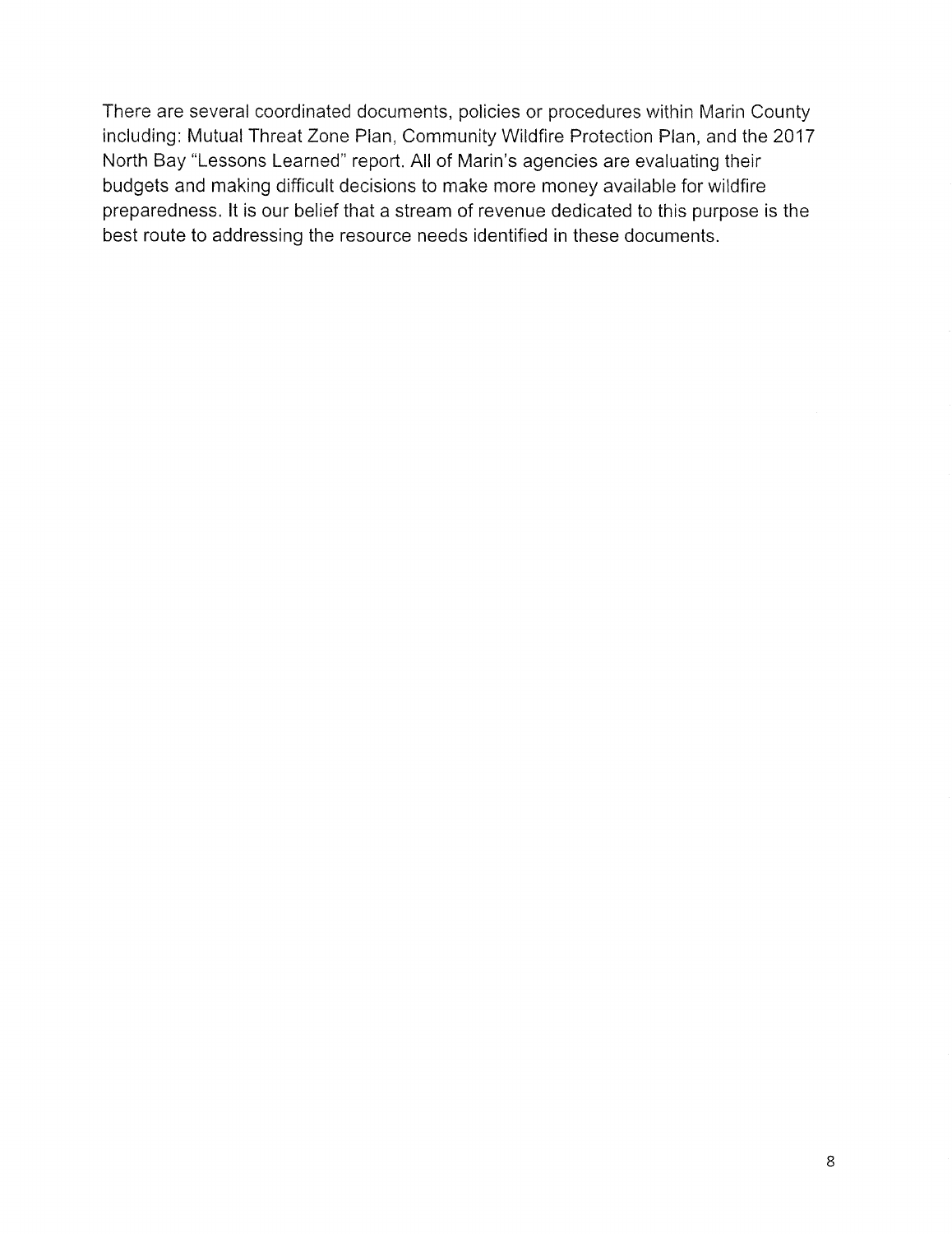There are several coordinated documents, policies or procedures within Marin County including: Mutual Threat Zone Plan, Community Wildfire Protection Plan, and the 2017 North Bay "Lessons Learned" report. All of Marin's agencies are evaluating their budgets and making difficult decisions to make more money available for wildfire preparedness. It is our belief that a stream of revenue dedicated to this purpose is the best route to addressing the resource needs identified in these documents.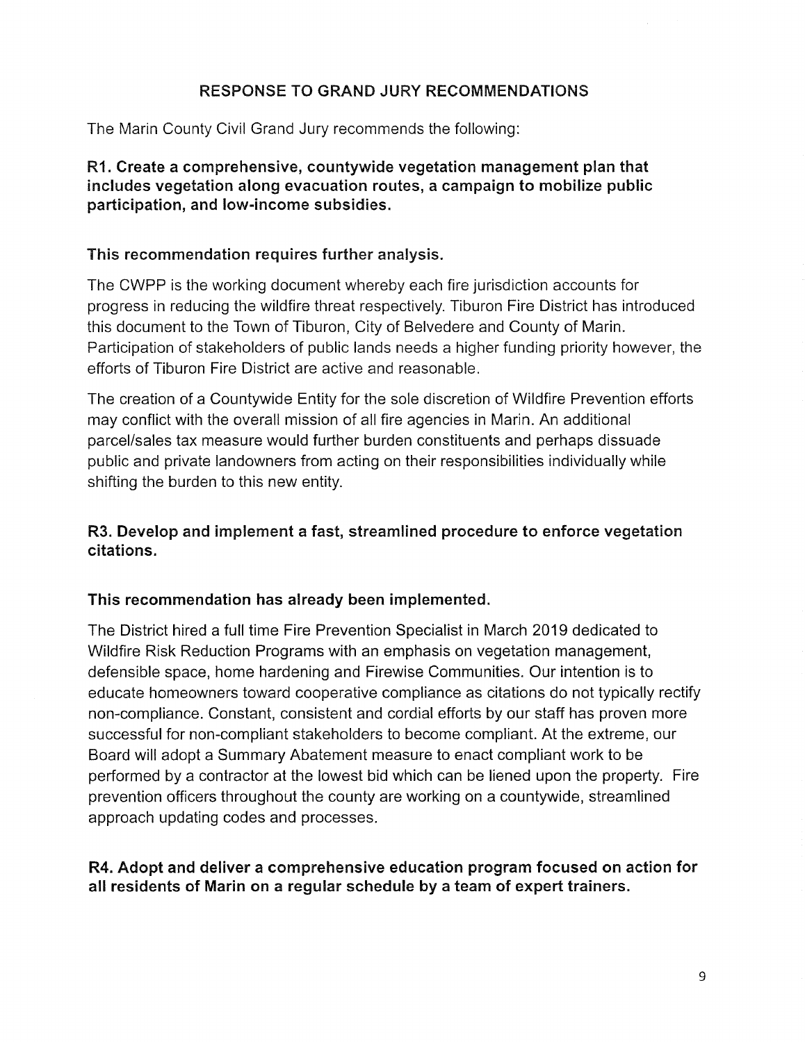## RESPONSE TO GRAND JURY RECOMMENDATIONS

The Marin County Civil Grand Jury recommends the following:

**R1. Create a comprehensive, countywide vegetation management plan that includes vegetation along evacuation routes, a campaign to mobilize public participation, and low-income subsidies.**

**This recommendation requires further analysis.**

The CWPP is the working document whereby each fire jurisdiction accounts for progress in reducing the wildfire threat respectively. Tiburon Fire District has introduced this document to the Town of Tiburon, City of Belvedere and County of Marin. Participation of stakeholders of public lands needs a higher funding priority however, the efforts of Tiburon Fire District are active and reasonable.

The creation of a Countywide Entity for the sole discretion of Wildfire Prevention efforts may conflict with the overall mission of all fire agencies in Marin. An additional parcel/sales tax measure would further burden constituents and perhaps dissuade public and private landowners from acting on their responsibilities individually while shifting the burden to this new entity.

**R3. Develop and implement a fast, streamlined procedure to enforce vegetation citations.**

**This recommendation has already been implemented.**

The District hired a full time Fire Prevention Specialist in March 2019 dedicated to Wildfire Risk Reduction Programs with an emphasis on vegetation management, defensible space, home hardening and Firewise Communities. Our intention is to educate homeowners toward cooperative compliance as citations do not typically rectify non-compliance. Constant, consistent and cordial efforts by our staff has proven more successful for non-compliant stakeholders to become compliant. At the extreme, our Board will adopt a Summary Abatement measure to enact compliant work to be performed by a contractor at the lowest bid which can be liened upon the property. Fire prevention officers throughout the county are working on a countywide, streamlined approach updating codes and processes.

**R4. Adopt and deliver a comprehensive education program focused on action for all residents of Marin on a regular schedule by a team of expert trainers.**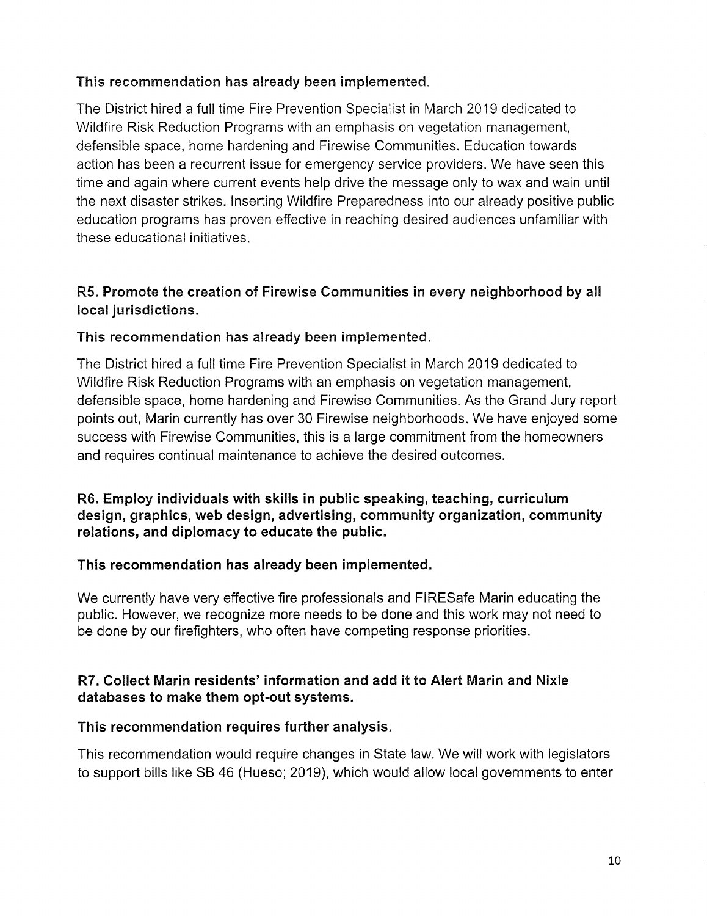**This recommendation has already been implemented.**

The District hired a full time Fire Prevention Specialist in March 2019 dedicated to Wildfire Risk Reduction Programs with an emphasis on vegetation management, defensible space, home hardening and Firewise Communities. Education towards action has been a recurrent issue for emergency service providers. We have seen this time and again where current events help drive the message only to wax and wain until the next disaster strikes. Inserting Wildfire Preparedness into our already positive public education programs has proven effective in reaching desired audiences unfamiliar with these educational initiatives.

**R5. Promote the creation of Firewise Communities in every neighborhood by all local jurisdictions.**

**This recommendation has already been implemented.**

The District hired a full time Fire Prevention Specialist in March 2019 dedicated to Wildfire Risk Reduction Programs with an emphasis on vegetation management, defensible space, home hardening and Firewise Communities. As the Grand Jury report points out, Marin currently has over 30 Firewise neighborhoods. We have enjoyed some success with Firewise Communities, this is a large commitment from the homeowners and requires continual maintenance to achieve the desired outcomes.

**R6. Employ individuals with skills in public speaking, teaching, curriculum design, graphics, web design, advertising, community organization, community relations, and diplomacy to educate the public.**

**This recommendation has already been implemented.**

We currently have very effective fire professionals and FIRESafe Marin educating the public. However, we recognize more needs to be done and this work may not need to be done by our firefighters, who often have competing response priorities.

**R7. Collect Marin residents' information and add it to Alert Marin and Nixle databases to make them opt-out systems.**

**This recommendation requires further analysis.**

This recommendation would require changes in State law. We will work with legislators to support bills like SB 46 (Hueso; 2019), which would allow local governments to enter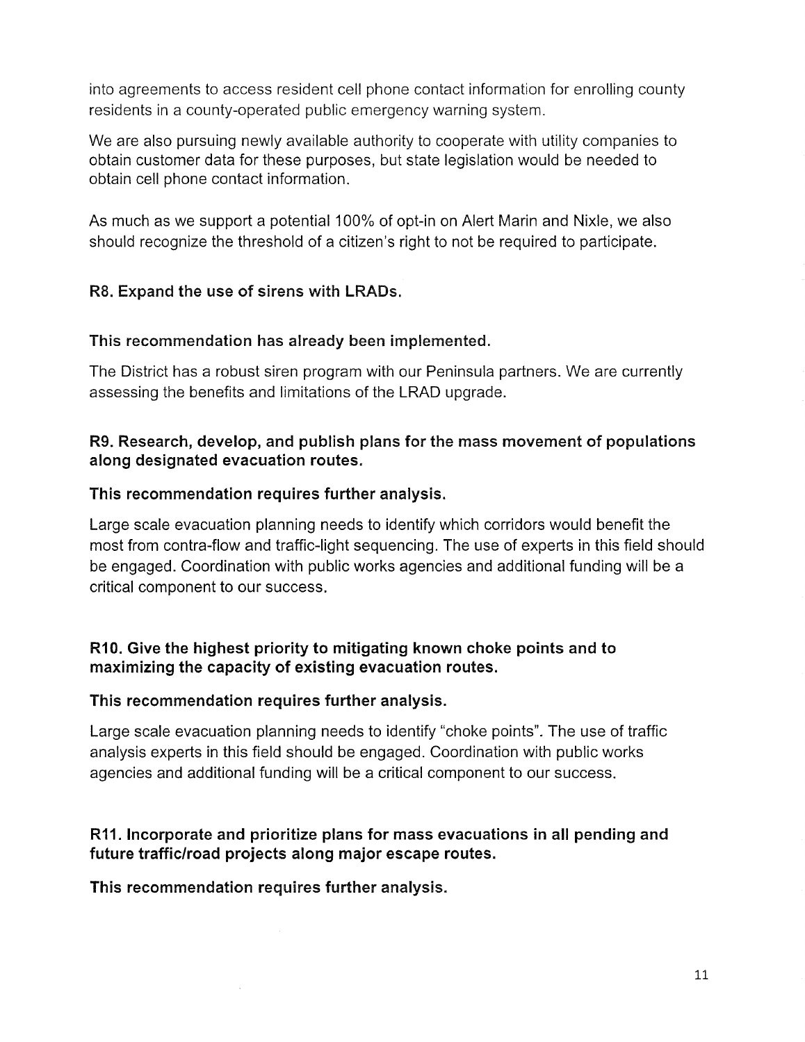into agreements to access resident cell phone contact information for enrolling county residents in a county-operated public emergency warning system.

We are also pursuing newly available authority to cooperate with utility companies to obtain customer data for these purposes, but state legislation would be needed to obtain cell phone contact information.

As much as we support a potential 100% of opt-in on Alert Marin and Nixle, we also should recognize the threshold of a citizen's right to not be required to participate.

**R8. Expand the use of sirens with LRADs.**

**This recommendation has already been implemented.**

The District has a robust siren program with our Peninsula partners. We are currently assessing the benefits and limitations of the LRAD upgrade.

**R9. Research, develop, and publish plans for the mass movement of populations along designated evacuation routes.**

**This recommendation requires further analysis.**

Large scale evacuation planning needs to identify which corridors would benefit the most from contra-flow and traffic-light sequencing. The use of experts in this field should be engaged. Coordination with public works agencies and additional funding will be a critical component to our success.

**R10. Give the highest priority to mitigating known choke points and to maximizing the capacity of existing evacuation routes.**

**This recommendation requires further analysis.**

Large scale evacuation planning needs to identify "choke points". The use of traffic analysis experts in this field should be engaged. Coordination with public works agencies and additional funding will be a critical component to our success.

**R11. Incorporate and prioritize plans for mass evacuations in all pending and future traffic/road projects along major escape routes.**

**This recommendation requires further analysis.**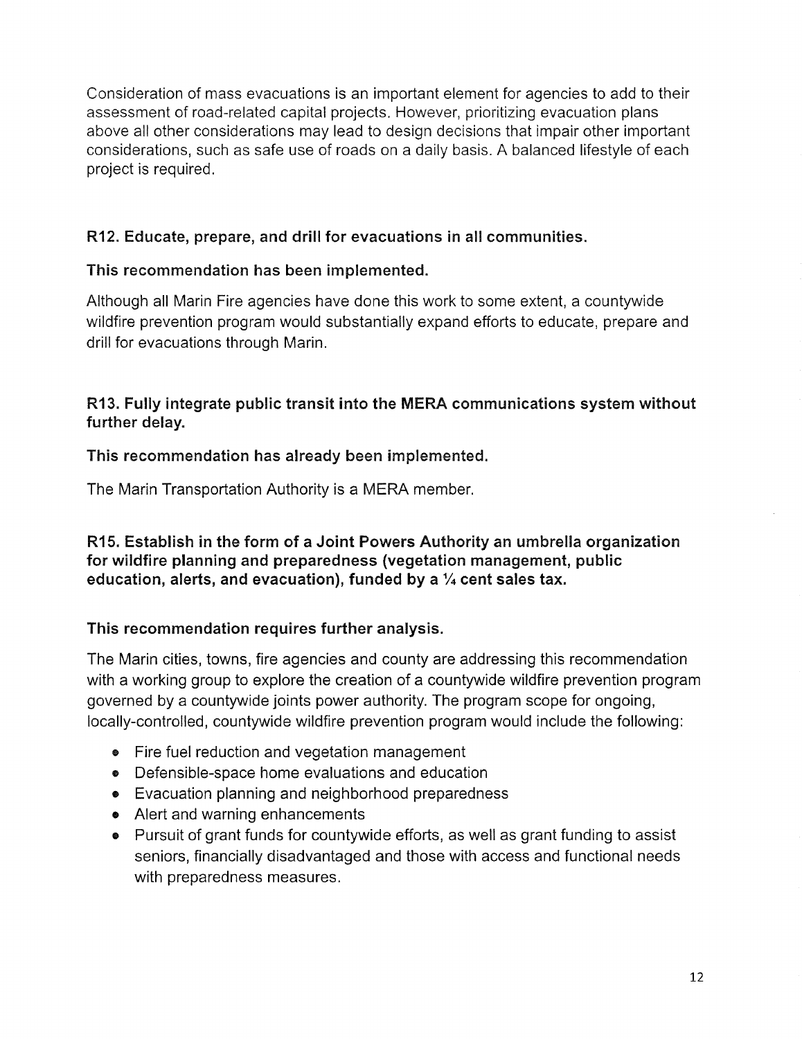Consideration of mass evacuations is an important element for agencies to add to their assessment of road-related capital projects. However, prioritizing evacuation plans above all other considerations may lead to design decisions that impair other important considerations, such as safe use of roads on a daily basis. A balanced lifestyle of each project is required.

**R12. Educate, prepare, and drill for evacuations in all communities.**

**This recommendation has been implemented.**

Although all Marin Fire agencies have done this work to some extent, a countywide wildfire prevention program would substantially expand efforts to educate, prepare and drill for evacuations through Marin.

**R13. Fully integrate public transit into the MERA communications system without further delay.**

**This recommendation has already been implemented.**

The Marin Transportation Authority is a MERA member.

**R15. Establish in the form of a Joint Powers Authority an umbrella organization for wildfire planning and preparedness (vegetation management, public education, alerts, and evacuation), funded by a ¼ cent sales tax.**

**This recommendation requires further analysis.**

The Marin cities, towns, fire agencies and county are addressing this recommendation with a working group to explore the creation of a countywide wildfire prevention program governed by a countywide joints power authority. The program scope for ongoing, locally-controlled, countywide wildfire prevention program would include the following:

- Fire fuel reduction and vegetation management
- Defensible-space home evaluations and education
- Evacuation planning and neighborhood preparedness
- Alert and warning enhancements
- Pursuit of grant funds for countywide efforts, as well as grant funding to assist seniors, financially disadvantaged and those with access and functional needs with preparedness measures.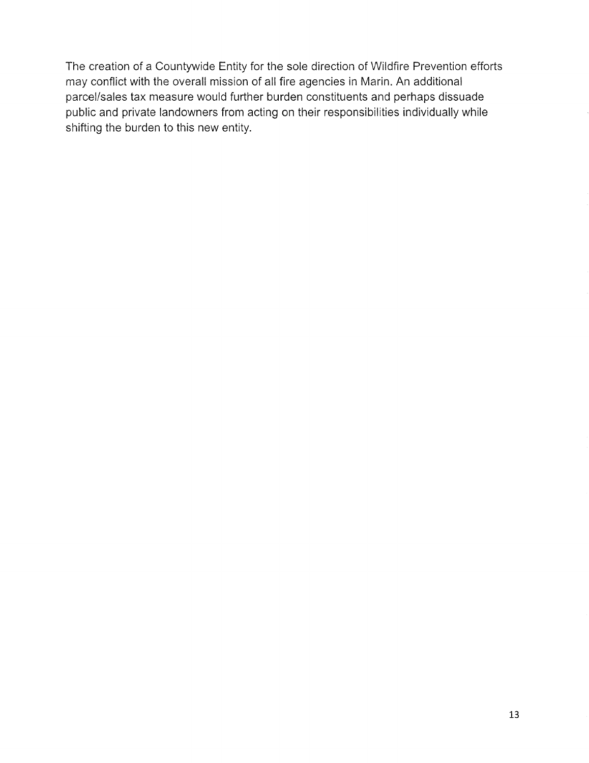The creation of a Countywide Entity for the sole direction of Wildfire Prevention efforts may conflict with the overall mission of all fire agencies in Marin. An additional parcel/sales tax measure would further burden constituents and perhaps dissuade public and private landowners from acting on their responsibilities individually while shifting the burden to this new entity.